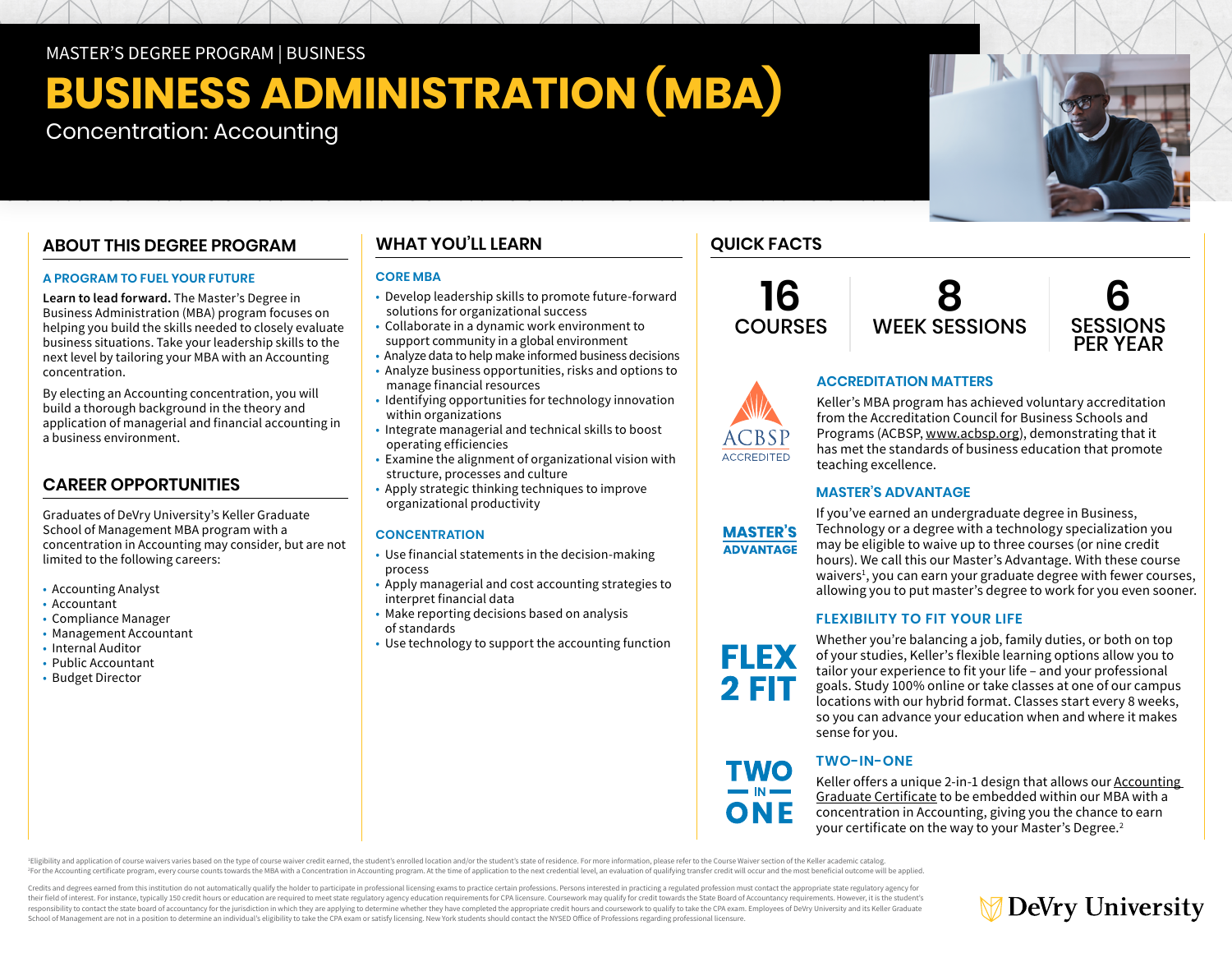MASTER'S DEGREE PROGRAM | BUSINESS

# BUSINESS ADMINISTRATION (MBA)

Concentration: Accounting

## ABOUT THIS DEGREE PROGRAM

### A PROGRAM TO FUEL YOUR FUTURE

**Learn to lead forward.** The Master's Degree in Business Administration (MBA) program focuses on helping you build the skills needed to closely evaluate business situations. Take your leadership skills to the next level by tailoring your MBA with an Accounting concentration.

By electing an Accounting concentration, you will build a thorough background in the theory and application of managerial and financial accounting in a business environment.

## CAREER OPPORTUNITIES

Graduates of DeVry University's Keller Graduate School of Management MBA program with a concentration in Accounting may consider, but are not limited to the following careers:

- Accounting Analyst
- Accountant
- Compliance Manager
- Management Accountant
- Internal Auditor
- Public Accountant
- Budget Director

## WHAT YOU'LL LEARN

### CORE MBA

- Develop leadership skills to promote future-forward solutions for organizational success
- Collaborate in a dynamic work environment to support community in a global environment
- Analyze data to help make informed business decisions
- Analyze business opportunities, risks and options to manage financial resources
- Identifying opportunities for technology innovation within organizations
- Integrate managerial and technical skills to boost operating efficiencies
- Examine the alignment of organizational vision with structure, processes and culture
- Apply strategic thinking techniques to improve organizational productivity

### CONCENTRATION

- Use financial statements in the decision-making process
- Apply managerial and cost accounting strategies to interpret financial data
- Make reporting decisions based on analysis of standards
- Use technology to support the accounting function

## QUICK FACTS

**16** COURSES

**8** WEEK SESSIONS

**6** SESSIONS PER YEAR

### ACCREDITATION MATTERS

ACBSP ACCREDITED

Keller's MBA program has achieved voluntary accreditation from the Accreditation Council for Business Schools and Programs (ACBSP, www.acbsp.org), demonstrating that it has met the standards of business education that promote teaching excellence.

### MASTER'S ADVANTAGE

If you've earned an undergraduate degree in Business, Technology or a degree with a technology specialization you may be eligible to waive up to three courses (or nine credit hours). We call this our Master's Advantage. With these course waivers[1], you can earn your graduate degree with fewer courses, allowing you to put master's degree to work for you even sooner.

### FLEXIBILITY TO FIT YOUR LIFE

FLEX 2 FIT

Whether you're balancing a job, family duties, or both on top of your studies, Keller's flexible learning options allow you to tailor your experience to fit your life – and your professional goals. Study 100% online or take classes at one of our campus locations with our hybrid format. Classes start every 8 weeks, so you can advance your education when and where it makes sense for you.

### TWO-IN-ONE

Keller offers a unique 2-in-1 design that allows our Accounting Graduate Certificate to be embedded within our MBA with a concentration in Accounting, giving you the chance to earn your certificate on the way to your Master's Degree.[2]

[1]Eligibility and application of course waivers varies based on the type of course waiver credit earned, the student's enrolled location and/or the student's state of residence. For more information, please refer to the Course Waiver section of the Keller academic catalog.
[2]For the Accounting certificate program, every course counts towards the MBA with a Concentration in Accounting program. At the time of application to the next credential level, an evaluation of qualifying transfer credit will occur and the most beneficial outcome will be applied.

Credits and degrees earned from this institution do not automatically qualify the holder to participate in professional licensing exams to practice certain professions. Persons interested in practicing a regulated profession must contact the appropriate state regulatory agency for their field of interest. For instance, typically 150 credit hours or education are required to meet state regulatory agency education requirements for CPA licensure. Coursework may qualify for credit towards the State Board of Accountancy requirements. However, it is the student's responsibility to contact the state board of accountancy for the jurisdiction in which they are applying to determine whether they have completed the appropriate credit hours and coursework to qualify to take the CPA exam. Employees of DeVry University and its Keller Graduate School of Management are not in a position to determine an individual's eligibility to take the CPA exam or satisfy licensing. New York students should contact the NYSED Office of Professions regarding professional licensure.

DeVry University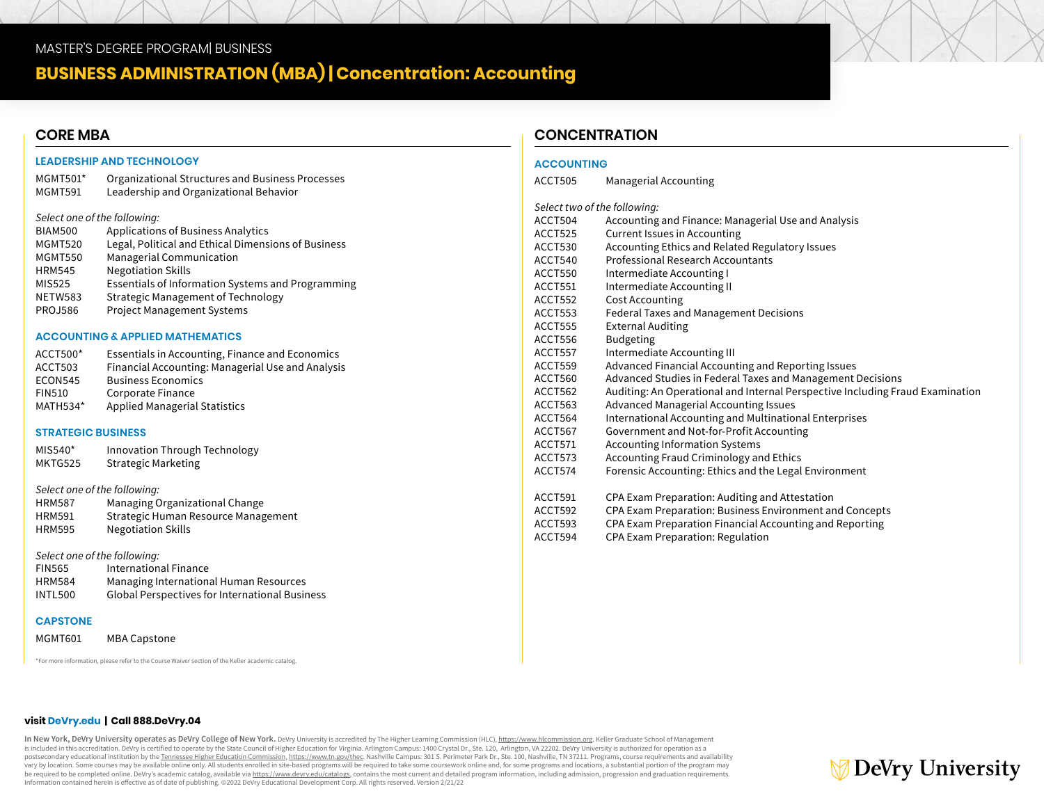MASTER'S DEGREE PROGRAM| BUSINESS

# BUSINESS ADMINISTRATION (MBA) | Concentration: Accounting

## CORE MBA

### LEADERSHIP AND TECHNOLOGY

| | |
|---|---|
| MGMT501* | Organizational Structures and Business Processes |
| MGMT591 | Leadership and Organizational Behavior |

*Select one of the following:*

| | |
|---|---|
| BIAM500 | Applications of Business Analytics |
| MGMT520 | Legal, Political and Ethical Dimensions of Business |
| MGMT550 | Managerial Communication |
| HRM545 | Negotiation Skills |
| MIS525 | Essentials of Information Systems and Programming |
| NETW583 | Strategic Management of Technology |
| PROJ586 | Project Management Systems |

### ACCOUNTING & APPLIED MATHEMATICS

| | |
|---|---|
| ACCT500* | Essentials in Accounting, Finance and Economics |
| ACCT503 | Financial Accounting: Managerial Use and Analysis |
| ECON545 | Business Economics |
| FIN510 | Corporate Finance |
| MATH534* | Applied Managerial Statistics |

### STRATEGIC BUSINESS

| | |
|---|---|
| MIS540* | Innovation Through Technology |
| MKTG525 | Strategic Marketing |

*Select one of the following:*

| | |
|---|---|
| HRM587 | Managing Organizational Change |
| HRM591 | Strategic Human Resource Management |
| HRM595 | Negotiation Skills |

*Select one of the following:*

| | |
|---|---|
| FIN565 | International Finance |
| HRM584 | Managing International Human Resources |
| INTL500 | Global Perspectives for International Business |

### CAPSTONE

| | |
|---|---|
| MGMT601 | MBA Capstone |

*For more information, please refer to the Course Waiver section of the Keller academic catalog.

## CONCENTRATION

### ACCOUNTING

| | |
|---|---|
| ACCT505 | Managerial Accounting |

*Select two of the following:*

| | |
|---|---|
| ACCT504 | Accounting and Finance: Managerial Use and Analysis |
| ACCT525 | Current Issues in Accounting |
| ACCT530 | Accounting Ethics and Related Regulatory Issues |
| ACCT540 | Professional Research Accountants |
| ACCT550 | Intermediate Accounting I |
| ACCT551 | Intermediate Accounting II |
| ACCT552 | Cost Accounting |
| ACCT553 | Federal Taxes and Management Decisions |
| ACCT555 | External Auditing |
| ACCT556 | Budgeting |
| ACCT557 | Intermediate Accounting III |
| ACCT559 | Advanced Financial Accounting and Reporting Issues |
| ACCT560 | Advanced Studies in Federal Taxes and Management Decisions |
| ACCT562 | Auditing: An Operational and Internal Perspective Including Fraud Examination |
| ACCT563 | Advanced Managerial Accounting Issues |
| ACCT564 | International Accounting and Multinational Enterprises |
| ACCT567 | Government and Not-for-Profit Accounting |
| ACCT571 | Accounting Information Systems |
| ACCT573 | Accounting Fraud Criminology and Ethics |
| ACCT574 | Forensic Accounting: Ethics and the Legal Environment |

| | |
|---|---|
| ACCT591 | CPA Exam Preparation: Auditing and Attestation |
| ACCT592 | CPA Exam Preparation: Business Environment and Concepts |
| ACCT593 | CPA Exam Preparation Financial Accounting and Reporting |
| ACCT594 | CPA Exam Preparation: Regulation |

**visit DeVry.edu | Call 888.DeVry.04**

**In New York, DeVry University operates as DeVry College of New York.** DeVry University is accredited by The Higher Learning Commission (HLC), https://www.hlcommission.org. Keller Graduate School of Management is included in this accreditation. DeVry is certified to operate by the State Council of Higher Education for Virginia. Arlington Campus: 1400 Crystal Dr., Ste. 120, Arlington, VA 22202. DeVry University is authorized for operation as a postsecondary educational institution by the Tennessee Higher Education Commission, https://www.tn.gov/thec. Nashville Campus: 301 S. Perimeter Park Dr., Ste. 100, Nashville, TN 37211. Programs, course requirements and availability vary by location. Some courses may be available online only. All students enrolled in site-based programs will be required to take some coursework online and, for some programs and locations, a substantial portion of the program may be required to be completed online. DeVry's academic catalog, available via https://www.devry.edu/catalogs, contains the most current and detailed program information, including admission, progression and graduation requirements. Information contained herein is effective as of date of publishing. ©2022 DeVry Educational Development Corp. All rights reserved. Version 2/21/22

DeVry University